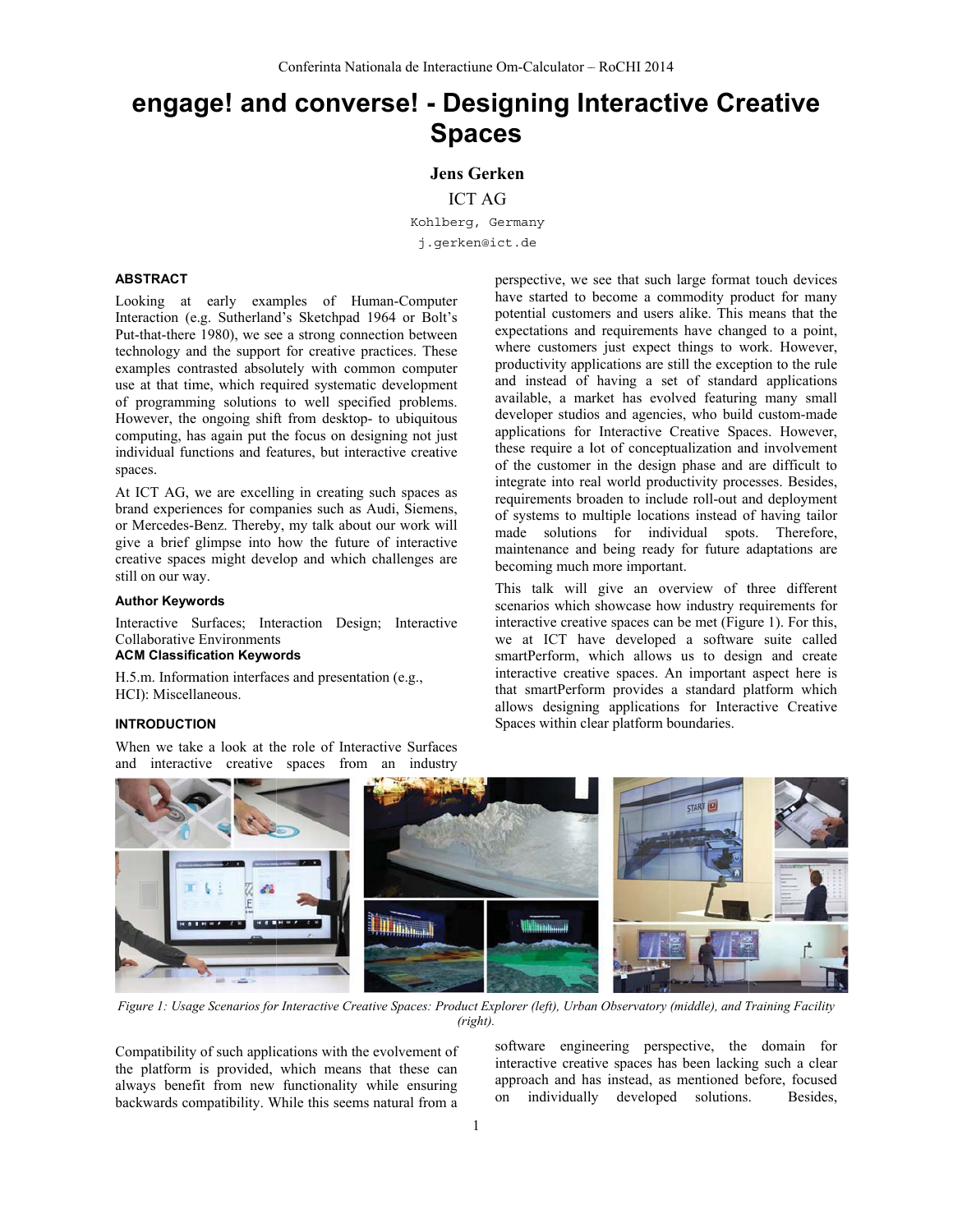# engage! and converse! - Designing Interactive Creative Spaces

**Jens Gerken**

ICT AG

Kohlberg, Germany

j.gerken@ict.de

## ABSTRACT

Looking at early examples of Human-Computer Interaction (e.g. Sutherland's Sketchpad 1964 or Bolt's Put-that-there 1980), we see a strong connection between technology and the support for creative practices. These examples contrasted absolutely with common computer use at that time, which required systematic development of programming solutions to well specified problems. However, the ongoing shift from desktop- to ubiquitous computing, has again put the focus on designing not just individual functions and features, but interactive creative spaces.

At ICT AG, we are excelling in creating such spaces as brand experiences for companies such as Audi, Siemens, or Mercedes-Benz. Thereby, my talk about our work will give a brief glimpse into how the future of interactive creative spaces might develop and which challenges are still on our way.

### Author Keywords

Interactive Surfaces; Interaction Design; Interactive Collaborative Environments

### ACM Classification Keywords

H.5.m. Information interfaces and presentation (e.g., HCI): Miscellaneous.

## INTRODUCTION

When we take a look at the role of Interactive Surfaces and interactive creative spaces from an industry perspective, we see that such large format touch devices have started to become a commodity product for many potential customers and users alike. This means that the expectations and requirements have changed to a point, where customers just expect things to work. However, productivity applications are still the exception to the rule and instead of having a set of standard applications available, a market has evolved featuring many small developer studios and agencies, who build custom-made applications for Interactive Creative Spaces. However, these require a lot of conceptualization and involvement of the customer in the design phase and are difficult to integrate into real world productivity processes. Besides, requirements broaden to include roll-out and deployment of systems to multiple locations instead of having tailor made solutions for individual spots. Therefore, maintenance and being ready for future adaptations are becoming much more important.

This talk will give an overview of three different scenarios which showcase how industry requirements for interactive creative spaces can be met (Figure 1). For this, we at ICT have developed a software suite called smartPerform, which allows us to design and create interactive creative spaces. An important aspect here is that smartPerform provides a standard platform which allows designing applications for Interactive Creative Spaces within clear platform boundaries.

*Figure 1: Usage Scenarios for Interactive Creative Spaces: Product Explorer (left), Urban Observatory (middle), and Training Facility (right).*

Compatibility of such applications with the evolvement of the platform is provided, which means that these can always benefit from new functionality while ensuring backwards compatibility. While this seems natural from a software engineering perspective, the domain for interactive creative spaces has been lacking such a clear approach and has instead, as mentioned before, focused on individually developed solutions. Besides,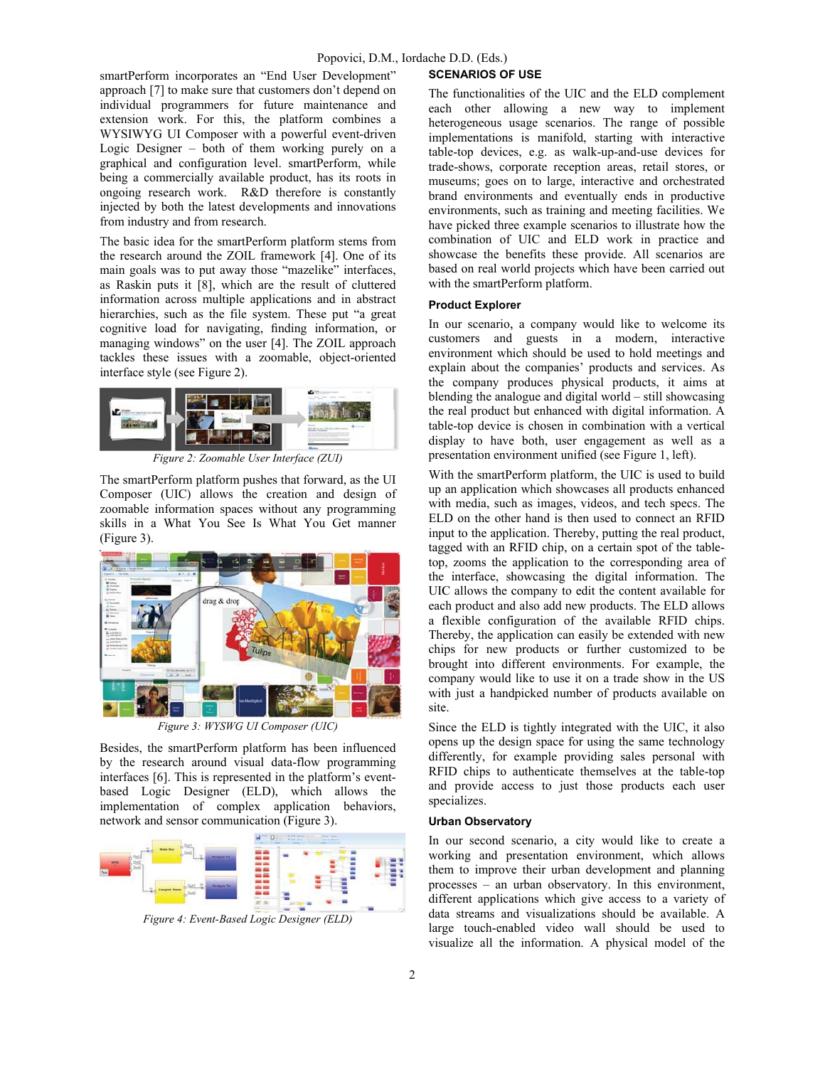smartPerform incorporates an "End User Development" approach [7] to make sure that customers don't depend on individual programmers for future maintenance and extension work. For this, the platform combines a WYSIWYG UI Composer with a powerful event-driven Logic Designer – both of them working purely on a graphical and configuration level. smartPerform, while being a commercially available product, has its roots in ongoing research work. R&D therefore is constantly injected by both the latest developments and innovations from industry and from research.

The basic idea for the smartPerform platform stems from the research around the ZOIL framework [4]. One of its main goals was to put away those "mazelike" interfaces, as Raskin puts it [8], which are the result of cluttered information across multiple applications and in abstract hierarchies, such as the file system. These put "a great cognitive load for navigating, finding information, or managing windows" on the user [4]. The ZOIL approach tackles these issues with a zoomable, object-oriented interface style (see Figure 2).

*Figure 2: Zoomable User Interface (ZUI)*

The smartPerform platform pushes that forward, as the UI Composer (UIC) allows the creation and design of zoomable information spaces without any programming skills in a What You See Is What You Get manner (Figure 3).

*Figure 3: WYSWG UI Composer (UIC)*

Besides, the smartPerform platform has been influenced by the research around visual data-flow programming interfaces [6]. This is represented in the platform's event-based Logic Designer (ELD), which allows the implementation of complex application behaviors, network and sensor communication (Figure 3).

*Figure 4: Event-Based Logic Designer (ELD)*

## SCENARIOS OF USE

The functionalities of the UIC and the ELD complement each other allowing a new way to implement heterogeneous usage scenarios. The range of possible implementations is manifold, starting with interactive table-top devices, e.g. as walk-up-and-use devices for trade-shows, corporate reception areas, retail stores, or museums; goes on to large, interactive and orchestrated brand environments and eventually ends in productive environments, such as training and meeting facilities. We have picked three example scenarios to illustrate how the combination of UIC and ELD work in practice and showcase the benefits these provide. All scenarios are based on real world projects which have been carried out with the smartPerform platform.

### Product Explorer

In our scenario, a company would like to welcome its customers and guests in a modern, interactive environment which should be used to hold meetings and explain about the companies' products and services. As the company produces physical products, it aims at blending the analogue and digital world – still showcasing the real product but enhanced with digital information. A table-top device is chosen in combination with a vertical display to have both, user engagement as well as a presentation environment unified (see Figure 1, left).

With the smartPerform platform, the UIC is used to build up an application which showcases all products enhanced with media, such as images, videos, and tech specs. The ELD on the other hand is then used to connect an RFID input to the application. Thereby, putting the real product, tagged with an RFID chip, on a certain spot of the table-top, zooms the application to the corresponding area of the interface, showcasing the digital information. The UIC allows the company to edit the content available for each product and also add new products. The ELD allows a flexible configuration of the available RFID chips. Thereby, the application can easily be extended with new chips for new products or further customized to be brought into different environments. For example, the company would like to use it on a trade show in the US with just a handpicked number of products available on site.

Since the ELD is tightly integrated with the UIC, it also opens up the design space for using the same technology differently, for example providing sales personal with RFID chips to authenticate themselves at the table-top and provide access to just those products each user specializes.

### Urban Observatory

In our second scenario, a city would like to create a working and presentation environment, which allows them to improve their urban development and planning processes – an urban observatory. In this environment, different applications which give access to a variety of data streams and visualizations should be available. A large touch-enabled video wall should be used to visualize all the information. A physical model of the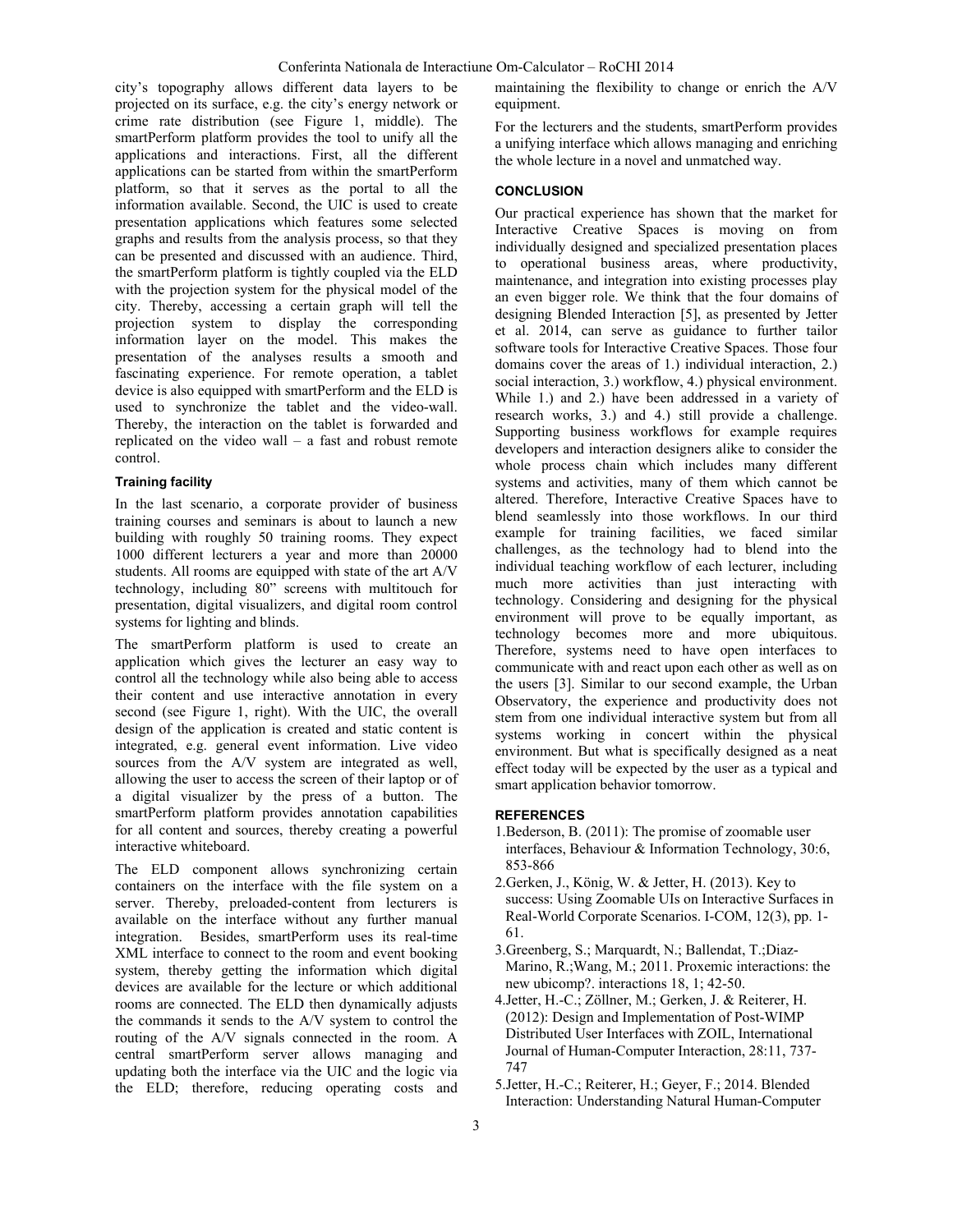city's topography allows different data layers to be projected on its surface, e.g. the city's energy network or crime rate distribution (see Figure 1, middle). The smartPerform platform provides the tool to unify all the applications and interactions. First, all the different applications can be started from within the smartPerform platform, so that it serves as the portal to all the information available. Second, the UIC is used to create presentation applications which features some selected graphs and results from the analysis process, so that they can be presented and discussed with an audience. Third, the smartPerform platform is tightly coupled via the ELD with the projection system for the physical model of the city. Thereby, accessing a certain graph will tell the projection system to display the corresponding information layer on the model. This makes the presentation of the analyses results a smooth and fascinating experience. For remote operation, a tablet device is also equipped with smartPerform and the ELD is used to synchronize the tablet and the video-wall. Thereby, the interaction on the tablet is forwarded and replicated on the video wall – a fast and robust remote control.

#### Training facility

In the last scenario, a corporate provider of business training courses and seminars is about to launch a new building with roughly 50 training rooms. They expect 1000 different lecturers a year and more than 20000 students. All rooms are equipped with state of the art A/V technology, including 80" screens with multitouch for presentation, digital visualizers, and digital room control systems for lighting and blinds.

The smartPerform platform is used to create an application which gives the lecturer an easy way to control all the technology while also being able to access their content and use interactive annotation in every second (see Figure 1, right). With the UIC, the overall design of the application is created and static content is integrated, e.g. general event information. Live video sources from the A/V system are integrated as well, allowing the user to access the screen of their laptop or of a digital visualizer by the press of a button. The smartPerform platform provides annotation capabilities for all content and sources, thereby creating a powerful interactive whiteboard.

The ELD component allows synchronizing certain containers on the interface with the file system on a server. Thereby, preloaded-content from lecturers is available on the interface without any further manual integration. Besides, smartPerform uses its real-time XML interface to connect to the room and event booking system, thereby getting the information which digital devices are available for the lecture or which additional rooms are connected. The ELD then dynamically adjusts the commands it sends to the A/V system to control the routing of the A/V signals connected in the room. A central smartPerform server allows managing and updating both the interface via the UIC and the logic via the ELD; therefore, reducing operating costs and maintaining the flexibility to change or enrich the A/V equipment.

For the lecturers and the students, smartPerform provides a unifying interface which allows managing and enriching the whole lecture in a novel and unmatched way.

## CONCLUSION

Our practical experience has shown that the market for Interactive Creative Spaces is moving on from individually designed and specialized presentation places to operational business areas, where productivity, maintenance, and integration into existing processes play an even bigger role. We think that the four domains of designing Blended Interaction [5], as presented by Jetter et al. 2014, can serve as guidance to further tailor software tools for Interactive Creative Spaces. Those four domains cover the areas of 1.) individual interaction, 2.) social interaction, 3.) workflow, 4.) physical environment. While 1.) and 2.) have been addressed in a variety of research works, 3.) and 4.) still provide a challenge. Supporting business workflows for example requires developers and interaction designers alike to consider the whole process chain which includes many different systems and activities, many of them which cannot be altered. Therefore, Interactive Creative Spaces have to blend seamlessly into those workflows. In our third example for training facilities, we faced similar challenges, as the technology had to blend into the individual teaching workflow of each lecturer, including much more activities than just interacting with technology. Considering and designing for the physical environment will prove to be equally important, as technology becomes more and more ubiquitous. Therefore, systems need to have open interfaces to communicate with and react upon each other as well as on the users [3]. Similar to our second example, the Urban Observatory, the experience and productivity does not stem from one individual interactive system but from all systems working in concert within the physical environment. But what is specifically designed as a neat effect today will be expected by the user as a typical and smart application behavior tomorrow.

## REFERENCES

1. Bederson, B. (2011): The promise of zoomable user interfaces, Behaviour & Information Technology, 30:6, 853-866
2. Gerken, J., König, W. & Jetter, H. (2013). Key to success: Using Zoomable UIs on Interactive Surfaces in Real-World Corporate Scenarios. I-COM, 12(3), pp. 1-61.
3. Greenberg, S.; Marquardt, N.; Ballendat, T.;Diaz-Marino, R.;Wang, M.; 2011. Proxemic interactions: the new ubicomp?. interactions 18, 1; 42-50.
4. Jetter, H.-C.; Zöllner, M.; Gerken, J. & Reiterer, H. (2012): Design and Implementation of Post-WIMP Distributed User Interfaces with ZOIL, International Journal of Human-Computer Interaction, 28:11, 737-747
5. Jetter, H.-C.; Reiterer, H.; Geyer, F.; 2014. Blended Interaction: Understanding Natural Human-Computer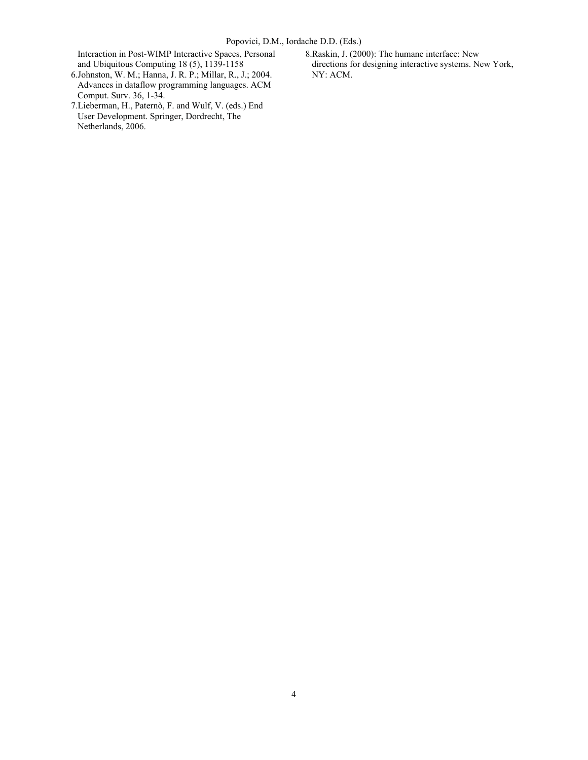Interaction in Post-WIMP Interactive Spaces, Personal and Ubiquitous Computing 18 (5), 1139-1158

6. Johnston, W. M.; Hanna, J. R. P.; Millar, R., J.; 2004. Advances in dataflow programming languages. ACM Comput. Surv. 36, 1-34.
7. Lieberman, H., Paternò, F. and Wulf, V. (eds.) End User Development. Springer, Dordrecht, The Netherlands, 2006.
8. Raskin, J. (2000): The humane interface: New directions for designing interactive systems. New York, NY: ACM.